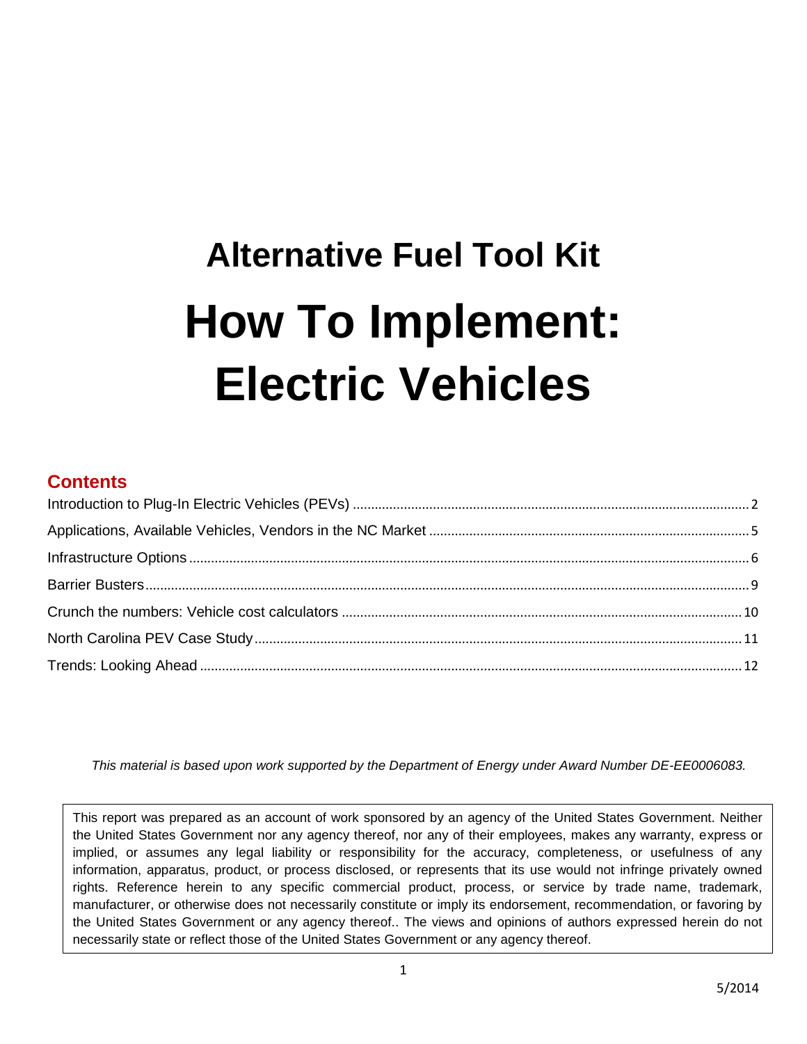# Alternative Fuel Tool Kit

# How To Implement: Electric Vehicles

## Contents

Introduction to Plug-In Electric Vehicles (PEVs) ........ 2
Applications, Available Vehicles, Vendors in the NC Market ........ 5
Infrastructure Options ........ 6
Barrier Busters ........ 9
Crunch the numbers: Vehicle cost calculators ........ 10
North Carolina PEV Case Study ........ 11
Trends: Looking Ahead ........ 12

*This material is based upon work supported by the Department of Energy under Award Number DE-EE0006083.*

This report was prepared as an account of work sponsored by an agency of the United States Government. Neither the United States Government nor any agency thereof, nor any of their employees, makes any warranty, express or implied, or assumes any legal liability or responsibility for the accuracy, completeness, or usefulness of any information, apparatus, product, or process disclosed, or represents that its use would not infringe privately owned rights. Reference herein to any specific commercial product, process, or service by trade name, trademark, manufacturer, or otherwise does not necessarily constitute or imply its endorsement, recommendation, or favoring by the United States Government or any agency thereof.. The views and opinions of authors expressed herein do not necessarily state or reflect those of the United States Government or any agency thereof.

5/2014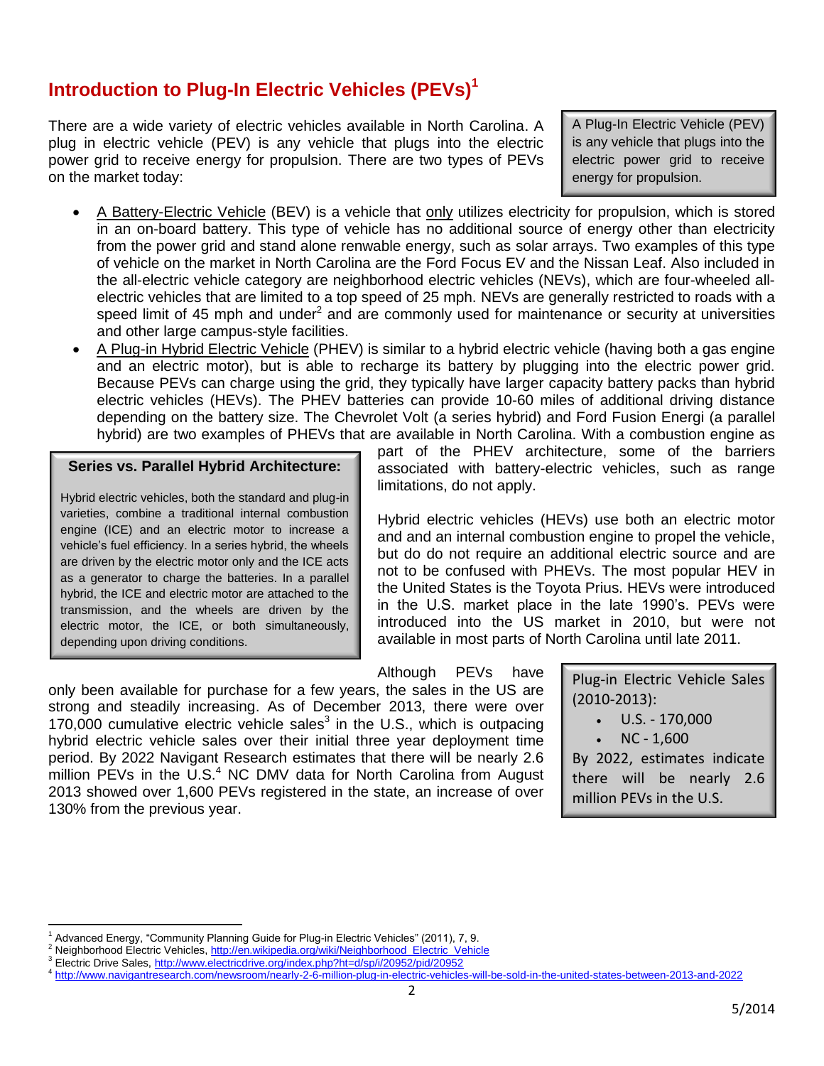## Introduction to Plug-In Electric Vehicles (PEVs)[1]

There are a wide variety of electric vehicles available in North Carolina. A plug in electric vehicle (PEV) is any vehicle that plugs into the electric power grid to receive energy for propulsion. There are two types of PEVs on the market today:

> A Plug-In Electric Vehicle (PEV) is any vehicle that plugs into the electric power grid to receive energy for propulsion.

- A Battery-Electric Vehicle (BEV) is a vehicle that only utilizes electricity for propulsion, which is stored in an on-board battery. This type of vehicle has no additional source of energy other than electricity from the power grid and stand alone renewable energy, such as solar arrays. Two examples of this type of vehicle on the market in North Carolina are the Ford Focus EV and the Nissan Leaf. Also included in the all-electric vehicle category are neighborhood electric vehicles (NEVs), which are four-wheeled all-electric vehicles that are limited to a top speed of 25 mph. NEVs are generally restricted to roads with a speed limit of 45 mph and under[2] and are commonly used for maintenance or security at universities and other large campus-style facilities.
- A Plug-in Hybrid Electric Vehicle (PHEV) is similar to a hybrid electric vehicle (having both a gas engine and an electric motor), but is able to recharge its battery by plugging into the electric power grid. Because PEVs can charge using the grid, they typically have larger capacity battery packs than hybrid electric vehicles (HEVs). The PHEV batteries can provide 10-60 miles of additional driving distance depending on the battery size. The Chevrolet Volt (a series hybrid) and Ford Fusion Energi (a parallel hybrid) are two examples of PHEVs that are available in North Carolina. With a combustion engine as part of the PHEV architecture, some of the barriers associated with battery-electric vehicles, such as range limitations, do not apply.

> **Series vs. Parallel Hybrid Architecture:**
>
> Hybrid electric vehicles, both the standard and plug-in varieties, combine a traditional internal combustion engine (ICE) and an electric motor to increase a vehicle's fuel efficiency. In a series hybrid, the wheels are driven by the electric motor only and the ICE acts as a generator to charge the batteries. In a parallel hybrid, the ICE and electric motor are attached to the transmission, and the wheels are driven by the electric motor, the ICE, or both simultaneously, depending upon driving conditions.

Hybrid electric vehicles (HEVs) use both an electric motor and and an internal combustion engine to propel the vehicle, but do do not require an additional electric source and are not to be confused with PHEVs. The most popular HEV in the United States is the Toyota Prius. HEVs were introduced in the U.S. market place in the late 1990's. PEVs were introduced into the US market in 2010, but were not available in most parts of North Carolina until late 2011.

Although PEVs have only been available for purchase for a few years, the sales in the US are strong and steadily increasing. As of December 2013, there were over 170,000 cumulative electric vehicle sales[3] in the U.S., which is outpacing hybrid electric vehicle sales over their initial three year deployment time period. By 2022 Navigant Research estimates that there will be nearly 2.6 million PEVs in the U.S.[4] NC DMV data for North Carolina from August 2013 showed over 1,600 PEVs registered in the state, an increase of over 130% from the previous year.

> Plug-in Electric Vehicle Sales (2010-2013):
>
> - U.S. - 170,000
> - NC - 1,600
>
> By 2022, estimates indicate there will be nearly 2.6 million PEVs in the U.S.

---

[1] Advanced Energy, "Community Planning Guide for Plug-in Electric Vehicles" (2011), 7, 9.
[2] Neighborhood Electric Vehicles, http://en.wikipedia.org/wiki/Neighborhood_Electric_Vehicle
[3] Electric Drive Sales, http://www.electricdrive.org/index.php?ht=d/sp/i/20952/pid/20952
[4] http://www.navigantresearch.com/newsroom/nearly-2-6-million-plug-in-electric-vehicles-will-be-sold-in-the-united-states-between-2013-and-2022

5/2014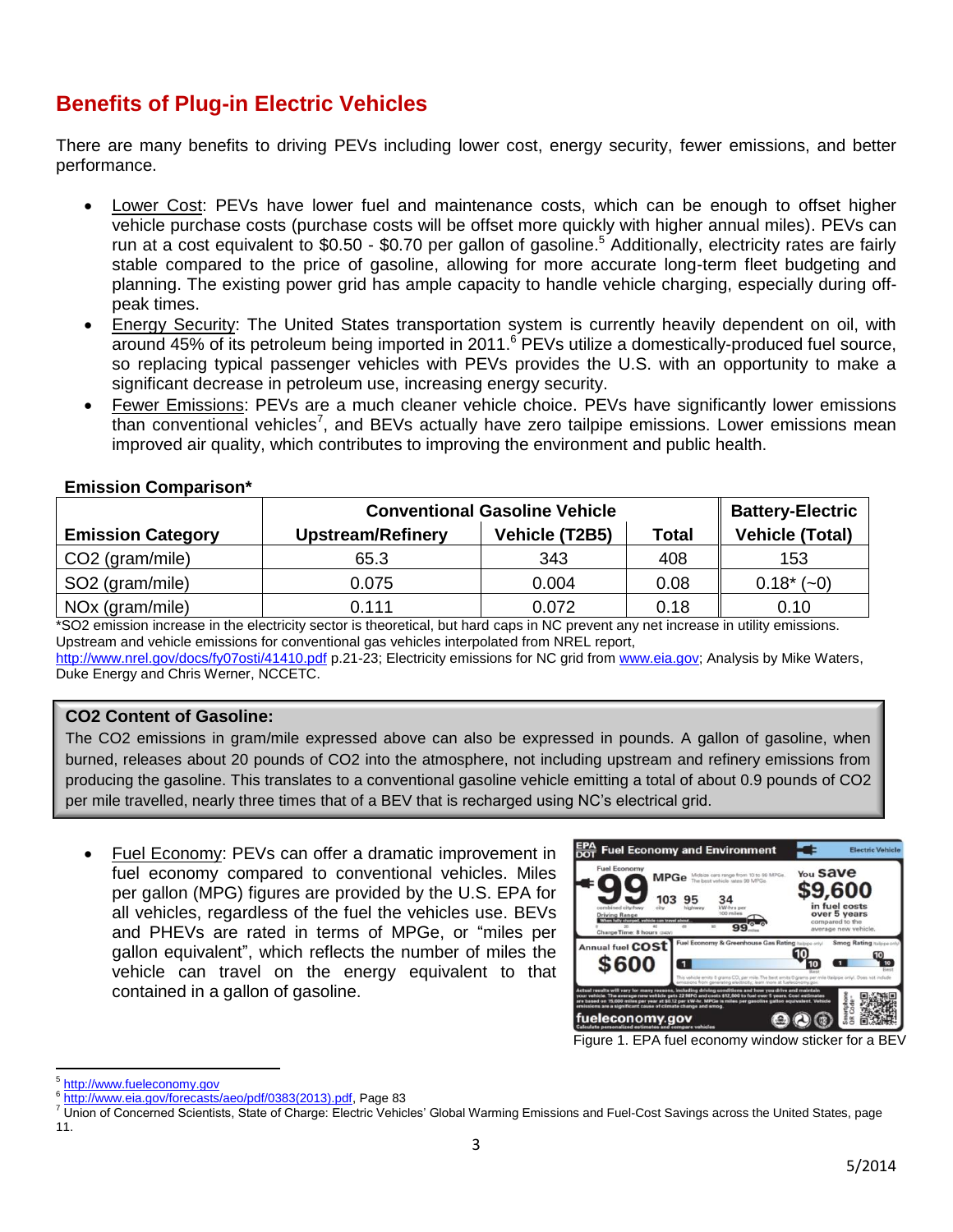## Benefits of Plug-in Electric Vehicles

There are many benefits to driving PEVs including lower cost, energy security, fewer emissions, and better performance.

- Lower Cost: PEVs have lower fuel and maintenance costs, which can be enough to offset higher vehicle purchase costs (purchase costs will be offset more quickly with higher annual miles). PEVs can run at a cost equivalent to $0.50 - $0.70 per gallon of gasoline.[5] Additionally, electricity rates are fairly stable compared to the price of gasoline, allowing for more accurate long-term fleet budgeting and planning. The existing power grid has ample capacity to handle vehicle charging, especially during off-peak times.
- Energy Security: The United States transportation system is currently heavily dependent on oil, with around 45% of its petroleum being imported in 2011.[6] PEVs utilize a domestically-produced fuel source, so replacing typical passenger vehicles with PEVs provides the U.S. with an opportunity to make a significant decrease in petroleum use, increasing energy security.
- Fewer Emissions: PEVs are a much cleaner vehicle choice. PEVs have significantly lower emissions than conventional vehicles[7], and BEVs actually have zero tailpipe emissions. Lower emissions mean improved air quality, which contributes to improving the environment and public health.

**Emission Comparison***

| | Conventional Gasoline Vehicle | | | Battery-Electric |
|---|---|---|---|---|
| **Emission Category** | **Upstream/Refinery** | **Vehicle (T2B5)** | **Total** | **Vehicle (Total)** |
| $CO_2$ (gram/mile) | 65.3 | 343 | 408 | 153 |
| $SO_2$ (gram/mile) | 0.075 | 0.004 | 0.08 | 0.18* (~0) |
| $NO_x$ (gram/mile) | 0.111 | 0.072 | 0.18 | 0.10 |

*$SO_2$ emission increase in the electricity sector is theoretical, but hard caps in NC prevent any net increase in utility emissions. Upstream and vehicle emissions for conventional gas vehicles interpolated from NREL report, http://www.nrel.gov/docs/fy07osti/41410.pdf p.21-23; Electricity emissions for NC grid from www.eia.gov; Analysis by Mike Waters, Duke Energy and Chris Werner, NCCETC.

**$CO_2$ Content of Gasoline:**

The $CO_2$ emissions in gram/mile expressed above can also be expressed in pounds. A gallon of gasoline, when burned, releases about 20 pounds of $CO_2$ into the atmosphere, not including upstream and refinery emissions from producing the gasoline. This translates to a conventional gasoline vehicle emitting a total of about 0.9 pounds of $CO_2$ per mile travelled, nearly three times that of a BEV that is recharged using NC's electrical grid.

- Fuel Economy: PEVs can offer a dramatic improvement in fuel economy compared to conventional vehicles. Miles per gallon (MPG) figures are provided by the U.S. EPA for all vehicles, regardless of the fuel the vehicles use. BEVs and PHEVs are rated in terms of MPGe, or "miles per gallon equivalent", which reflects the number of miles the vehicle can travel on the energy equivalent to that contained in a gallon of gasoline.

Figure 1. EPA fuel economy window sticker for a BEV

[5] http://www.fueleconomy.gov

[6] http://www.eia.gov/forecasts/aeo/pdf/0383(2013).pdf, Page 83

[7] Union of Concerned Scientists, State of Charge: Electric Vehicles' Global Warming Emissions and Fuel-Cost Savings across the United States, page 11.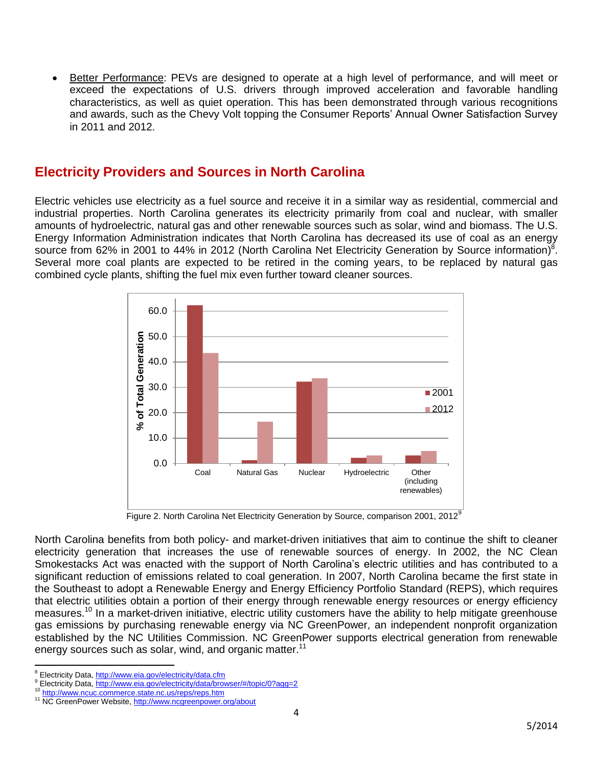- Better Performance: PEVs are designed to operate at a high level of performance, and will meet or exceed the expectations of U.S. drivers through improved acceleration and favorable handling characteristics, as well as quiet operation. This has demonstrated through various recognitions and awards, such as the Chevy Volt topping the Consumer Reports' Annual Owner Satisfaction Survey in 2011 and 2012.

## Electricity Providers and Sources in North Carolina

Electric vehicles use electricity as a fuel source and receive it in a similar way as residential, commercial and industrial properties. North Carolina generates its electricity primarily from coal and nuclear, with smaller amounts of hydroelectric, natural gas and other renewable sources such as solar, wind and biomass. The U.S. Energy Information Administration indicates that North Carolina has decreased its use of coal as an energy source from 62% in 2001 to 44% in 2012 (North Carolina Net Electricity Generation by Source information)[8]. Several more coal plants are expected to be retired in the coming years, to be replaced by natural gas combined cycle plants, shifting the fuel mix even further toward cleaner sources.

Figure 2. North Carolina Net Electricity Generation by Source, comparison 2001, 2012[9]

North Carolina benefits from both policy- and market-driven initiatives that aim to continue the shift to cleaner electricity generation that increases the use of renewable sources of energy. In 2002, the NC Clean Smokestacks Act was enacted with the support of North Carolina's electric utilities and has contributed to a significant reduction of emissions related to coal generation. In 2007, North Carolina became the first state in the Southeast to adopt a Renewable Energy and Energy Efficiency Portfolio Standard (REPS), which requires that electric utilities obtain a portion of their energy through renewable energy resources or energy efficiency measures.[10] In a market-driven initiative, electric utility customers have the ability to help mitigate greenhouse gas emissions by purchasing renewable energy via NC GreenPower, an independent nonprofit organization established by the NC Utilities Commission. NC GreenPower supports electrical generation from renewable energy sources such as solar, wind, and organic matter.[11]

---

[8] Electricity Data, http://www.eia.gov/electricity/data.cfm
[9] Electricity Data, http://www.eia.gov/electricity/data/browser/#/topic/0?agg=2
[10] http://www.ncuc.commerce.state.nc.us/reps/reps.htm
[11] NC GreenPower Website, http://www.ncgreenpower.org/about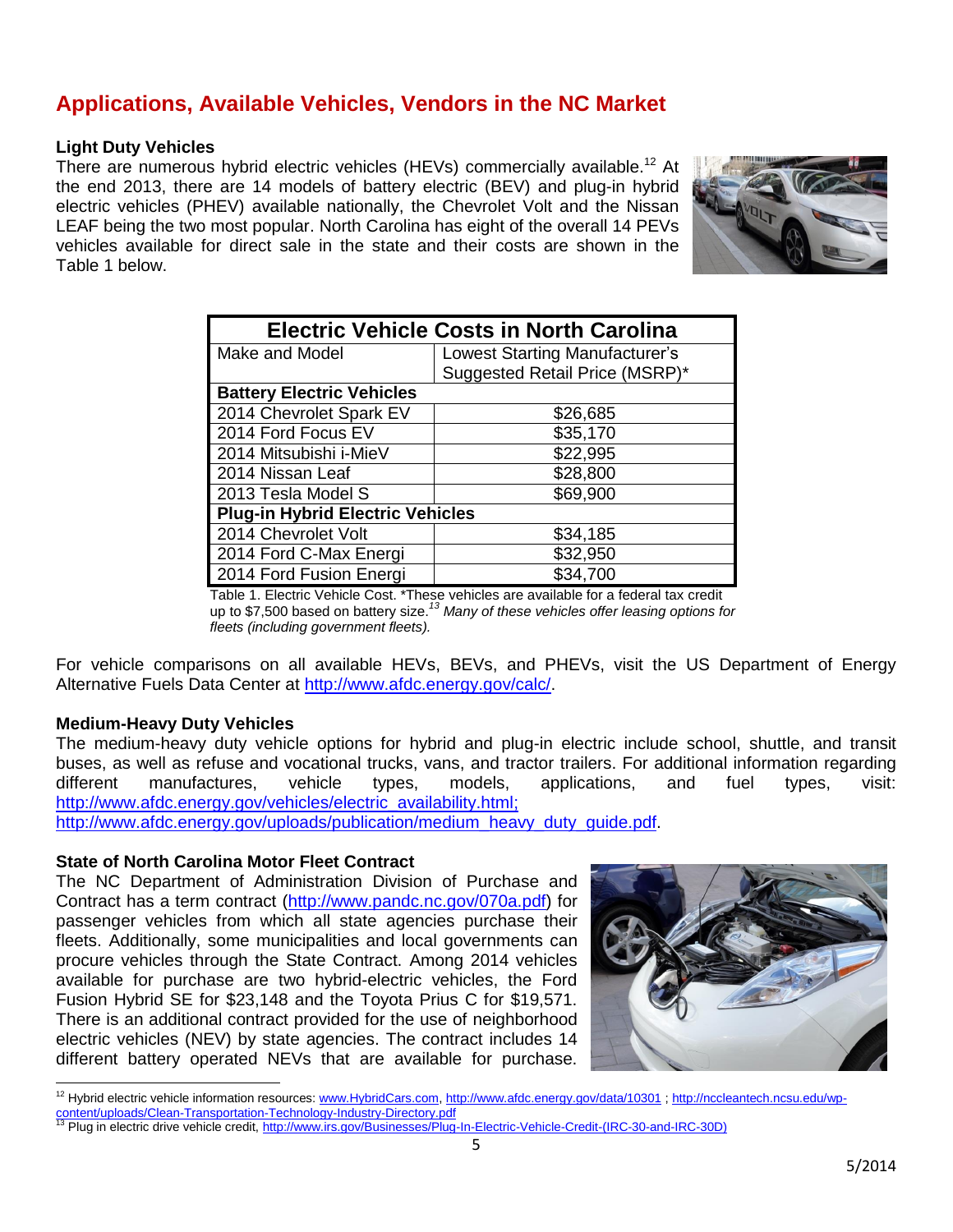## Applications, Available Vehicles, Vendors in the NC Market

**Light Duty Vehicles**

There are numerous hybrid electric vehicles (HEVs) commercially available.[12] At the end 2013, there are 14 models of battery electric (BEV) and plug-in hybrid electric vehicles (PHEV) available nationally, the Chevrolet Volt and the Nissan LEAF being the two most popular. North Carolina has eight of the overall 14 PEVs vehicles available for direct sale in the state and their costs are shown in the Table 1 below.

| Electric Vehicle Costs in North Carolina | |
|---|---|
| Make and Model | Lowest Starting Manufacturer's Suggested Retail Price (MSRP)* |
| **Battery Electric Vehicles** | |
| 2014 Chevrolet Spark EV | $26,685 |
| 2014 Ford Focus EV | $35,170 |
| 2014 Mitsubishi i-MieV | $22,995 |
| 2014 Nissan Leaf | $28,800 |
| 2013 Tesla Model S | $69,900 |
| **Plug-in Hybrid Electric Vehicles** | |
| 2014 Chevrolet Volt | $34,185 |
| 2014 Ford C-Max Energi | $32,950 |
| 2014 Ford Fusion Energi | $34,700 |

Table 1. Electric Vehicle Cost. *These vehicles are available for a federal tax credit up to $7,500 based on battery size.[13] *Many of these vehicles offer leasing options for fleets (including government fleets).*

For vehicle comparisons on all available HEVs, BEVs, and PHEVs, visit the US Department of Energy Alternative Fuels Data Center at http://www.afdc.energy.gov/calc/.

**Medium-Heavy Duty Vehicles**

The medium-heavy duty vehicle options for hybrid and plug-in electric include school, shuttle, and transit buses, as well as refuse and vocational trucks, vans, and tractor trailers. For additional information regarding different manufactures, vehicle types, models, applications, and fuel types, visit: http://www.afdc.energy.gov/vehicles/electric_availability.html; http://www.afdc.energy.gov/uploads/publication/medium_heavy_duty_guide.pdf.

**State of North Carolina Motor Fleet Contract**

The NC Department of Administration Division of Purchase and Contract has a term contract (http://www.pandc.nc.gov/070a.pdf) for passenger vehicles from which all state agencies purchase their fleets. Additionally, some municipalities and local governments can procure vehicles through the State Contract. Among 2014 vehicles available for purchase are two hybrid-electric vehicles, the Ford Fusion Hybrid SE for $23,148 and the Toyota Prius C for $19,571. There is an additional contract provided for the use of neighborhood electric vehicles (NEV) by state agencies. The contract includes 14 different battery operated NEVs that are available for purchase.

[12] Hybrid electric vehicle information resources: www.HybridCars.com, http://www.afdc.energy.gov/data/10301 ; http://nccleantech.ncsu.edu/wp-content/uploads/Clean-Transportation-Technology-Industry-Directory.pdf

[13] Plug in electric drive vehicle credit, http://www.irs.gov/Businesses/Plug-In-Electric-Vehicle-Credit-(IRC-30-and-IRC-30D)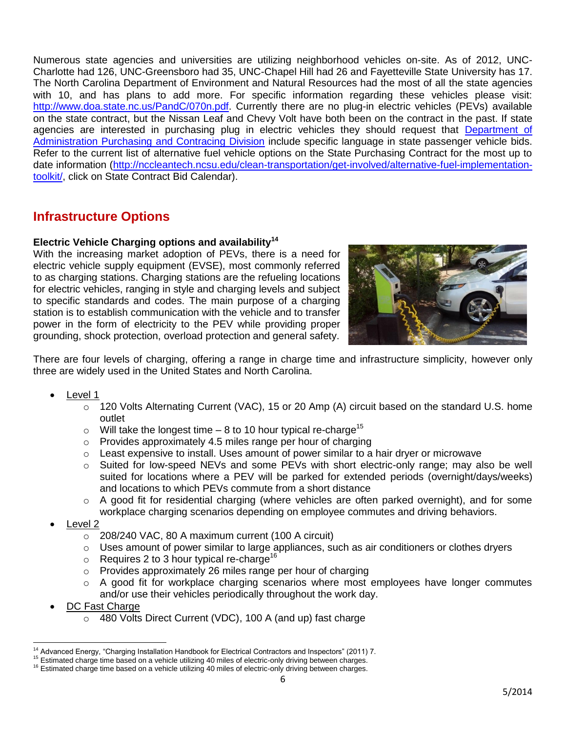Numerous state agencies and universities are utilizing neighborhood vehicles on-site. As of 2012, UNC-Charlotte had 126, UNC-Greensboro had 35, UNC-Chapel Hill had 26 and Fayetteville State University has 17. The North Carolina Department of Environment and Natural Resources had the most of all the state agencies with 10, and has plans to add more. For specific information regarding these vehicles please visit: http://www.doa.state.nc.us/PandC/070n.pdf. Currently there are no plug-in electric vehicles (PEVs) available on the state contract, but the Nissan Leaf and Chevy Volt have both been on the contract in the past. If state agencies are interested in purchasing plug in electric vehicles they should request that Department of Administration Purchasing and Contracing Division include specific language in state passenger vehicle bids. Refer to the current list of alternative fuel vehicle options on the State Purchasing Contract for the most up to date information (http://nccleantech.ncsu.edu/clean-transportation/get-involved/alternative-fuel-implementation-toolkit/, click on State Contract Bid Calendar).

## Infrastructure Options

### Electric Vehicle Charging options and availability[14]

With the increasing market adoption of PEVs, there is a need for electric vehicle supply equipment (EVSE), most commonly referred to as charging stations. Charging stations are the refueling locations for electric vehicles, ranging in style and charging levels and subject to specific standards and codes. The main purpose of a charging station is to establish communication with the vehicle and to transfer power in the form of electricity to the PEV while providing proper grounding, shock protection, overload protection and general safety.

There are four levels of charging, offering a range in charge time and infrastructure simplicity, however only three are widely used in the United States and North Carolina.

- Level 1
  - 120 Volts Alternating Current (VAC), 15 or 20 Amp (A) circuit based on the standard U.S. home outlet
  - Will take the longest time – 8 to 10 hour typical re-charge[15]
  - Provides approximately 4.5 miles range per hour of charging
  - Least expensive to install. Uses amount of power similar to a hair dryer or microwave
  - Suited for low-speed NEVs and some PEVs with short electric-only range; may also be well suited for locations where a PEV will be parked for extended periods (overnight/days/weeks) and locations to which PEVs commute from a short distance
  - A good fit for residential charging (where vehicles are often parked overnight), and for some workplace charging scenarios depending on employee commutes and driving behaviors.
- Level 2
  - 208/240 VAC, 80 A maximum current (100 A circuit)
  - Uses amount of power similar to large appliances, such as air conditioners or clothes dryers
  - Requires 2 to 3 hour typical re-charge[16]
  - Provides approximately 26 miles range per hour of charging
  - A good fit for workplace charging scenarios where most employees have longer commutes and/or use their vehicles periodically throughout the work day.
- DC Fast Charge
  - 480 Volts Direct Current (VDC), 100 A (and up) fast charge

---

[14] Advanced Energy, "Charging Installation Handbook for Electrical Contractors and Inspectors" (2011) 7.

[15] Estimated charge time based on a vehicle utilizing 40 miles of electric-only driving between charges.

[16] Estimated charge time based on a vehicle utilizing 40 miles of electric-only driving between charges.

5/2014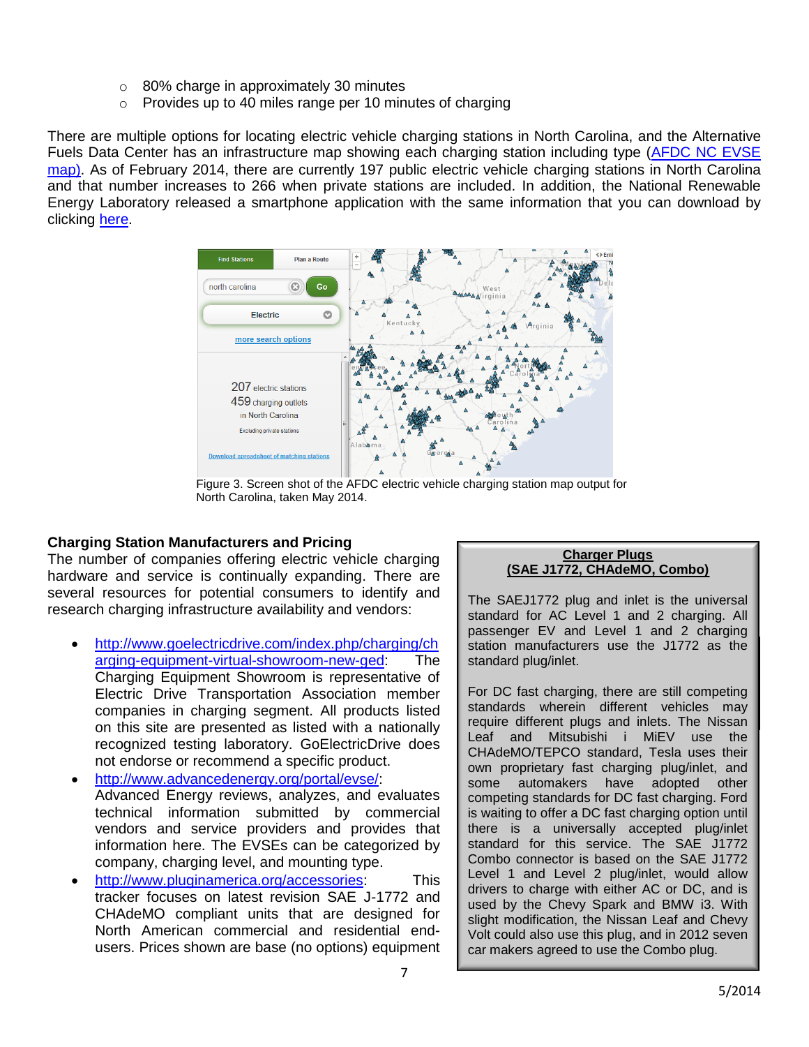- 80% charge in approximately 30 minutes
- Provides up to 40 miles range per 10 minutes of charging

There are multiple options for locating electric vehicle charging stations in North Carolina, and the Alternative Fuels Data Center has an infrastructure map showing each charging station including type (AFDC NC EVSE map). As of February 2014, there are currently 197 public electric vehicle charging stations in North Carolina and that number increases to 266 when private stations are included. In addition, the National Renewable Energy Laboratory released a smartphone application with the same information that you can download by clicking here.

Figure 3. Screen shot of the AFDC electric vehicle charging station map output for North Carolina, taken May 2014.

## Charging Station Manufacturers and Pricing

The number of companies offering electric vehicle charging hardware and service is continually expanding. There are several resources for potential consumers to identify and research charging infrastructure availability and vendors:

- http://www.goelectricdrive.com/index.php/charging/charging-equipment-virtual-showroom-new-ged: The Charging Equipment Showroom is representative of Electric Drive Transportation Association member companies in charging segment. All products listed on this site are presented as listed with a nationally recognized testing laboratory. GoElectricDrive does not endorse or recommend a specific product.
- http://www.advancedenergy.org/portal/evse/: Advanced Energy reviews, analyzes, and evaluates technical information submitted by commercial vendors and service providers and provides that information here. The EVSEs can be categorized by company, charging level, and mounting type.
- http://www.pluginamerica.org/accessories: This tracker focuses on latest revision SAE J-1772 and CHAdeMO compliant units that are designed for North American commercial and residential end-users. Prices shown are base (no options) equipment

### Charger Plugs (SAE J1772, CHAdeMO, Combo)

The SAEJ1772 plug and inlet is the universal standard for AC Level 1 and 2 charging. All passenger EV and Level 1 and 2 charging station manufacturers use the J1772 as the standard plug/inlet.

For DC fast charging, there are still competing standards wherein different vehicles may require different plugs and inlets. The Nissan Leaf and Mitsubishi i MiEV use the CHAdeMO/TEPCO standard, Tesla uses their own proprietary fast charging plug/inlet, and some automakers have adopted other competing standards for DC fast charging. Ford is waiting to offer a DC fast charging option until there is a universally accepted plug/inlet standard for this service. The SAE J1772 Combo connector is based on the SAE J1772 Level 1 and Level 2 plug/inlet, would allow drivers to charge with either AC or DC, and is used by the Chevy Spark and BMW i3. With slight modification, the Nissan Leaf and Chevy Volt could also use this plug, and in 2012 seven car makers agreed to use the Combo plug.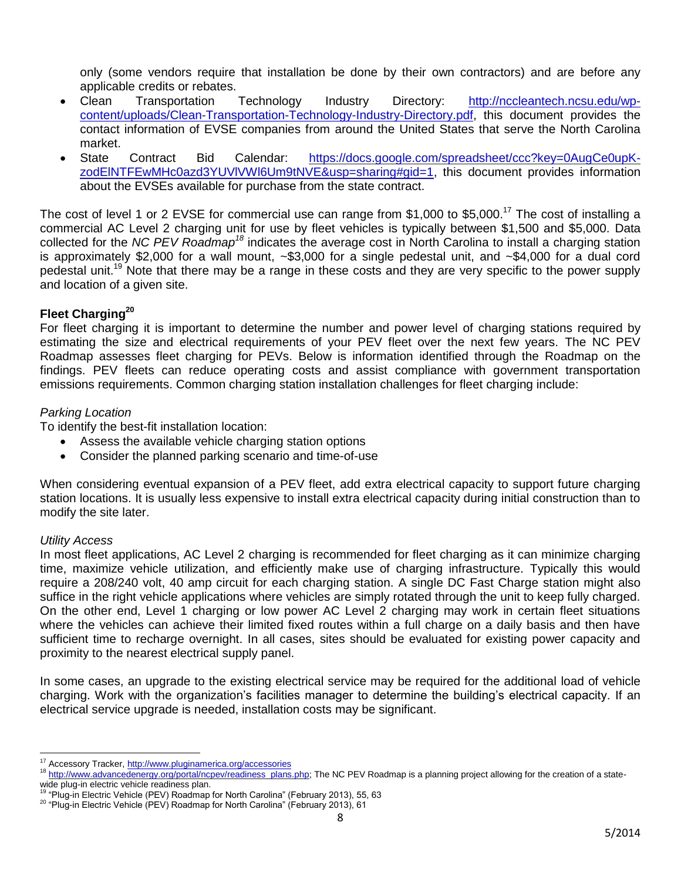only (some vendors require that installation be done by their own contractors) and are before any applicable credits or rebates.

- Clean Transportation Technology Industry Directory: http://nccleantech.ncsu.edu/wp-content/uploads/Clean-Transportation-Technology-Industry-Directory.pdf, this document provides the contact information of EVSE companies from around the United States that serve the North Carolina market.
- State Contract Bid Calendar: https://docs.google.com/spreadsheet/ccc?key=0AugCe0upK-zodElNTFEwMHc0azd3YUVlVWl6Um9tNVE&usp=sharing#gid=1, this document provides information about the EVSEs available for purchase from the state contract.

The cost of level 1 or 2 EVSE for commercial use can range from $1,000 to $5,000.[17] The cost of installing a commercial AC Level 2 charging unit for use by fleet vehicles is typically between $1,500 and $5,000. Data collected for the *NC PEV Roadmap*[18] indicates the average cost in North Carolina to install a charging station is approximately $2,000 for a wall mount, ~$3,000 for a single pedestal unit, and ~$4,000 for a dual cord pedestal unit.[19] Note that there may be a range in these costs and they are very specific to the power supply and location of a given site.

**Fleet Charging**[20]

For fleet charging it is important to determine the number and power level of charging stations required by estimating the size and electrical requirements of your PEV fleet over the next few years. The NC PEV Roadmap assesses fleet charging for PEVs. Below is information identified through the Roadmap on the findings. PEV fleets can reduce operating costs and assist compliance with government transportation emissions requirements. Common charging station installation challenges for fleet charging include:

*Parking Location*

To identify the best-fit installation location:

- Assess the available vehicle charging station options
- Consider the planned parking scenario and time-of-use

When considering eventual expansion of a PEV fleet, add extra electrical capacity to support future charging station locations. It is usually less expensive to install extra electrical capacity during initial construction than to modify the site later.

*Utility Access*

In most fleet applications, AC Level 2 charging is recommended for fleet charging as it can minimize charging time, maximize vehicle utilization, and efficiently make use of charging infrastructure. Typically this would require a 208/240 volt, 40 amp circuit for each charging station. A single DC Fast Charge station might also suffice in the right vehicle applications where vehicles are simply rotated through the unit to keep fully charged. On the other end, Level 1 charging or low power AC Level 2 charging may work in certain fleet situations where the vehicles can achieve their limited fixed routes within a full charge on a daily basis and then have sufficient time to recharge overnight. In all cases, sites should be evaluated for existing power capacity and proximity to the nearest electrical supply panel.

In some cases, an upgrade to the existing electrical service may be required for the additional load of vehicle charging. Work with the organization's facilities manager to determine the building's electrical capacity. If an electrical service upgrade is needed, installation costs may be significant.

---

[17] Accessory Tracker, http://www.pluginamerica.org/accessories

[18] http://www.advancedenergy.org/portal/ncpev/readiness_plans.php; The NC PEV Roadmap is a planning project allowing for the creation of a state-wide plug-in electric vehicle readiness plan.

[19] "Plug-in Electric Vehicle (PEV) Roadmap for North Carolina" (February 2013), 55, 63

[20] "Plug-in Electric Vehicle (PEV) Roadmap for North Carolina" (February 2013), 61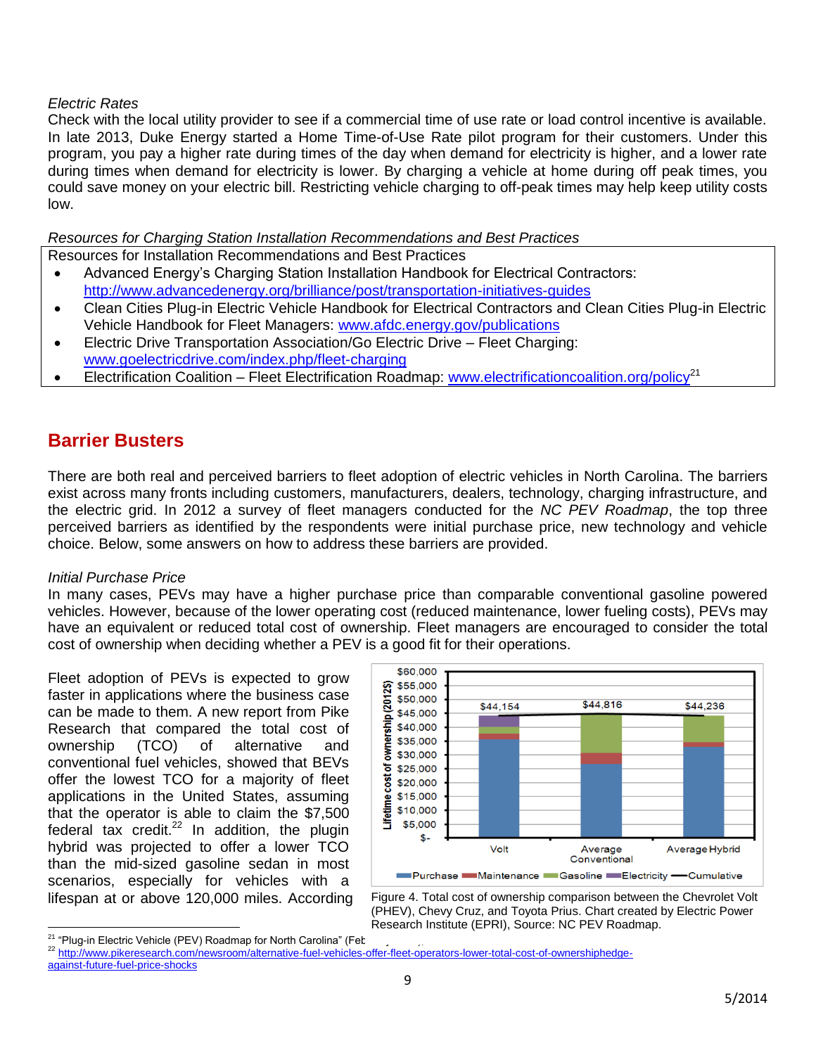*Electric Rates*

Check with the local utility provider to see if a commercial time of use rate or load control incentive is available. In late 2013, Duke Energy started a Home Time-of-Use Rate pilot program for their customers. Under this program, you pay a higher rate during times of the day when demand for electricity is higher, and a lower rate during times when demand for electricity is lower. By charging a vehicle at home during off peak times, you could save money on your electric bill. Restricting vehicle charging to off-peak times may help keep utility costs low.

*Resources for Charging Station Installation Recommendations and Best Practices*

| Resources for Installation Recommendations and Best Practices |
|---|
| • Advanced Energy's Charging Station Installation Handbook for Electrical Contractors: http://www.advancedenergy.org/brilliance/post/transportation-initiatives-guides<br>• Clean Cities Plug-in Electric Vehicle Handbook for Electrical Contractors and Clean Cities Plug-in Electric Vehicle Handbook for Fleet Managers: www.afdc.energy.gov/publications<br>• Electric Drive Transportation Association/Go Electric Drive – Fleet Charging: www.goelectricdrive.com/index.php/fleet-charging<br>• Electrification Coalition – Fleet Electrification Roadmap: www.electrificationcoalition.org/policy[21] |

## Barrier Busters

There are both real and perceived barriers to fleet adoption of electric vehicles in North Carolina. The barriers exist across many fronts including customers, manufacturers, dealers, technology, charging infrastructure, and the electric grid. In 2012 a survey of fleet managers conducted for the *NC PEV Roadmap*, the top three perceived barriers as identified by the respondents were initial purchase price, new technology and vehicle choice. Below, some answers on how to address these barriers are provided.

*Initial Purchase Price*

In many cases, PEVs may have a higher purchase price than comparable conventional gasoline powered vehicles. However, because of the lower operating cost (reduced maintenance, lower fueling costs), PEVs may have an equivalent or reduced total cost of ownership. Fleet managers are encouraged to consider the total cost of ownership when deciding whether a PEV is a good fit for their operations.

Fleet adoption of PEVs is expected to grow faster in applications where the business case can be made to them. A new report from Pike Research that compared the total cost of ownership (TCO) of alternative and conventional fuel vehicles, showed that BEVs offer the lowest TCO for a majority of fleet applications in the United States, assuming that the operator is able to claim the $7,500 federal tax credit.[22] In addition, the plugin hybrid was projected to offer a lower TCO than the mid-sized gasoline sedan in most scenarios, especially for vehicles with a lifespan at or above 120,000 miles. According

Figure 4. Total cost of ownership comparison between the Chevrolet Volt (PHEV), Chevy Cruz, and Toyota Prius. Chart created by Electric Power Research Institute (EPRI), Source: NC PEV Roadmap.

---

[21] "Plug-in Electric Vehicle (PEV) Roadmap for North Carolina" (Feb

[22] http://www.pikeresearch.com/newsroom/alternative-fuel-vehicles-offer-fleet-operators-lower-total-cost-of-ownershiphedge-against-future-fuel-price-shocks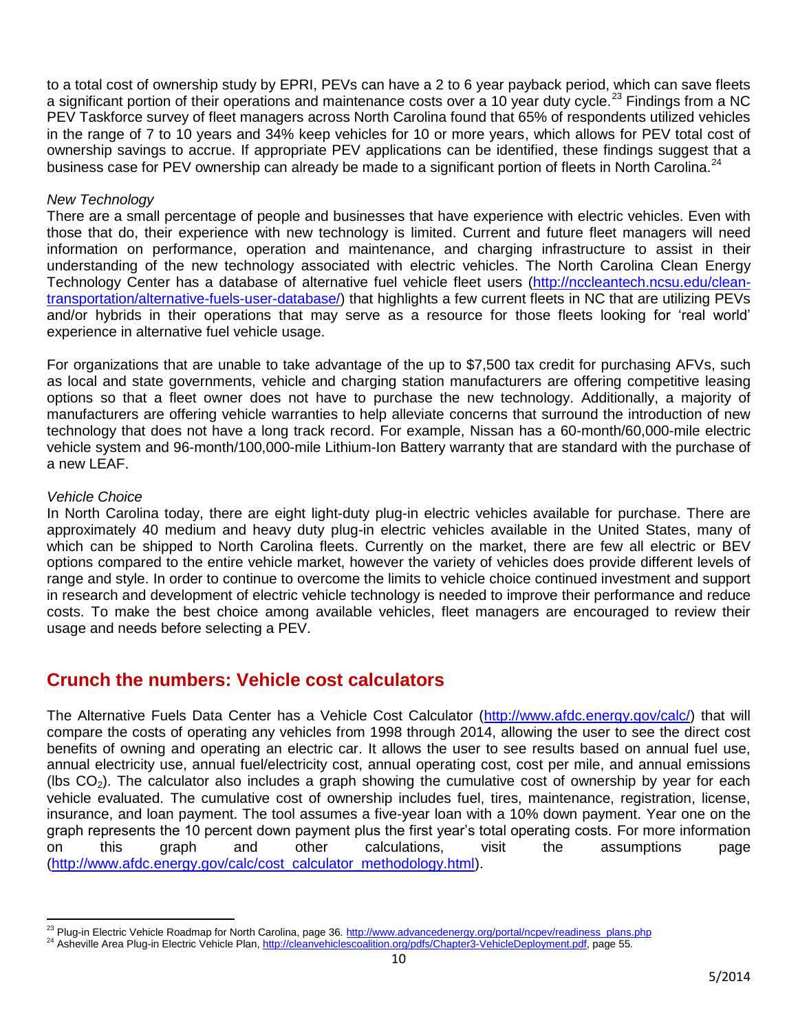to a total cost of ownership study by EPRI, PEVs can have a 2 to 6 year payback period, which can save fleets a significant portion of their operations and maintenance costs over a 10 year duty cycle.[23] Findings from a NC PEV Taskforce survey of fleet managers across North Carolina found that 65% of respondents utilized vehicles in the range of 7 to 10 years and 34% keep vehicles for 10 or more years, which allows for PEV total cost of ownership savings to accrue. If appropriate PEV applications can be identified, these findings suggest that a business case for PEV ownership can already be made to a significant portion of fleets in North Carolina.[24]

*New Technology*

There are a small percentage of people and businesses that have experience with electric vehicles. Even with those that do, their experience with new technology is limited. Current and future fleet managers will need information on performance, operation and maintenance, and charging infrastructure to assist in their understanding of the new technology associated with electric vehicles. The North Carolina Clean Energy Technology Center has a database of alternative fuel vehicle fleet users (http://nccleantech.ncsu.edu/clean-transportation/alternative-fuels-user-database/) that highlights a few current fleets in NC that are utilizing PEVs and/or hybrids in their operations that may serve as a resource for those fleets looking for 'real world' experience in alternative fuel vehicle usage.

For organizations that are unable to take advantage of the up to $7,500 tax credit for purchasing AFVs, such as local and state governments, vehicle and charging station manufacturers are offering competitive leasing options so that a fleet owner does not have to purchase the new technology. Additionally, a majority of manufacturers are offering vehicle warranties to help alleviate concerns that surround the introduction of new technology that does not have a long track record. For example, Nissan has a 60-month/60,000-mile electric vehicle system and 96-month/100,000-mile Lithium-Ion Battery warranty that are standard with the purchase of a new LEAF.

*Vehicle Choice*

In North Carolina today, there are eight light-duty plug-in electric vehicles available for purchase. There are approximately 40 medium and heavy duty plug-in electric vehicles available in the United States, many of which can be shipped to North Carolina fleets. Currently on the market, there are few all electric or BEV options compared to the entire vehicle market, however the variety of vehicles does provide different levels of range and style. In order to continue to overcome the limits to vehicle choice continued investment and support in research and development of electric vehicle technology is needed to improve their performance and reduce costs. To make the best choice among available vehicles, fleet managers are encouraged to review their usage and needs before selecting a PEV.

## Crunch the numbers: Vehicle cost calculators

The Alternative Fuels Data Center has a Vehicle Cost Calculator (http://www.afdc.energy.gov/calc/) that will compare the costs of operating any vehicles from 1998 through 2014, allowing the user to see the direct cost benefits of owning and operating an electric car. It allows the user to see results based on annual fuel use, annual electricity use, annual fuel/electricity cost, annual operating cost, cost per mile, and annual emissions (lbs $CO_2$). The calculator also includes a graph showing the cumulative cost of ownership by year for each vehicle evaluated. The cumulative cost of ownership includes fuel, tires, maintenance, registration, license, insurance, and loan payment. The tool assumes a five-year loan with a 10% down payment. Year one on the graph represents the 10 percent down payment plus the first year's total operating costs. For more information on this graph and other calculations, visit the assumptions page (http://www.afdc.energy.gov/calc/cost_calculator_methodology.html).

---

[23] Plug-in Electric Vehicle Roadmap for North Carolina, page 36. http://www.advancedenergy.org/portal/ncpev/readiness_plans.php

[24] Asheville Area Plug-in Electric Vehicle Plan, http://cleanvehiclescoalition.org/pdfs/Chapter3-VehicleDeployment.pdf, page 55.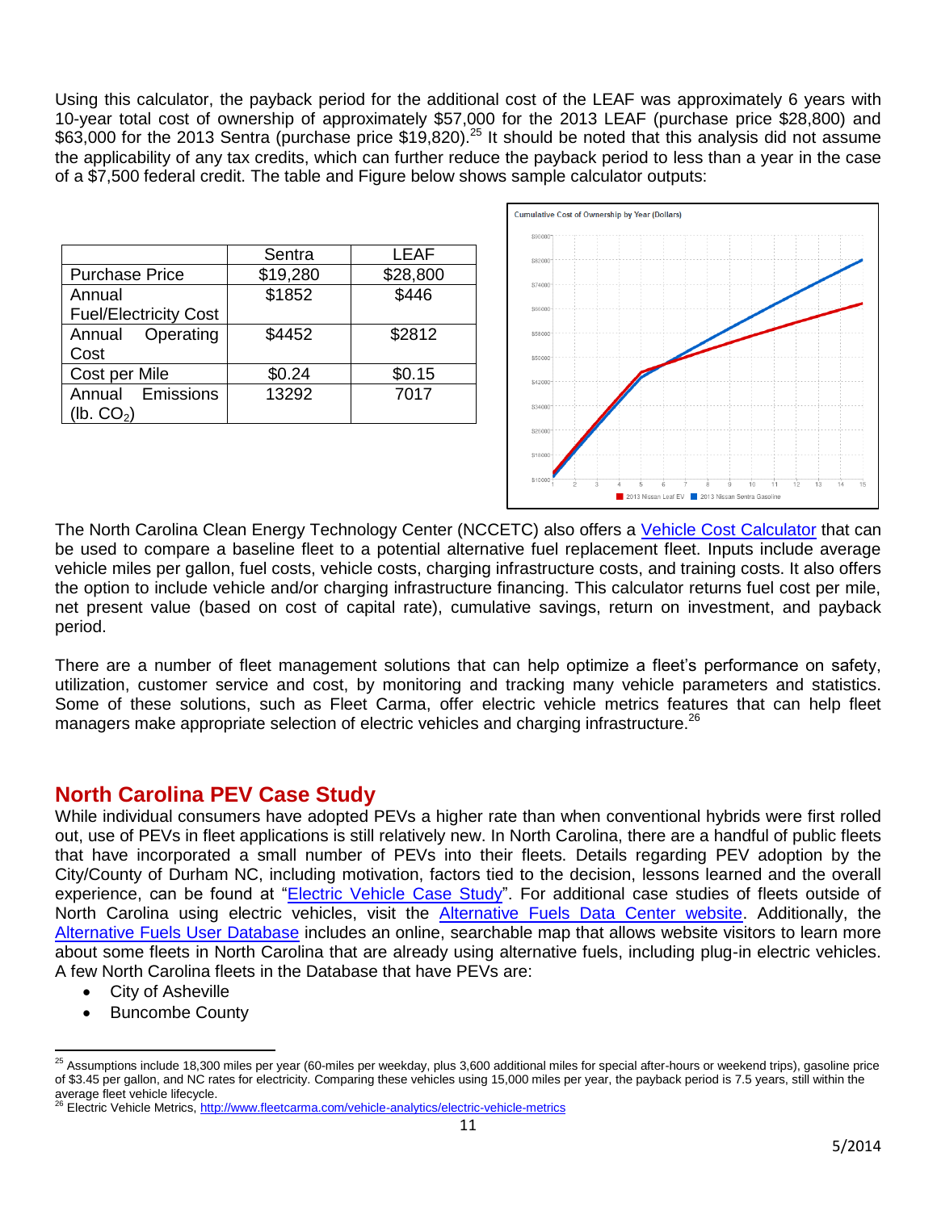Using this calculator, the payback period for the additional cost of the LEAF was approximately 6 years with 10-year total cost of ownership of approximately $57,000 for the 2013 LEAF (purchase price $28,800) and $63,000 for the 2013 Sentra (purchase price $19,820).[25] It should be noted that this analysis did not assume the applicability of any tax credits, which can further reduce the payback period to less than a year in the case of a $7,500 federal credit. The table and Figure below shows sample calculator outputs:

| | Sentra | LEAF |
|---|---|---|
| Purchase Price | $19,280 | $28,800 |
| Annual Fuel/Electricity Cost | $1852 | $446 |
| Annual Operating Cost | $4452 | $2812 |
| Cost per Mile | $0.24 | $0.15 |
| Annual Emissions (lb. $CO_2$) | 13292 | 7017 |

Cumulative Cost of Ownership by Year (Dollars)

The North Carolina Clean Energy Technology Center (NCCETC) also offers a Vehicle Cost Calculator that can be used to compare a baseline fleet to a potential alternative fuel replacement fleet. Inputs include average vehicle miles per gallon, fuel costs, vehicle costs, charging infrastructure costs, and training costs. It also offers the option to include vehicle and/or charging infrastructure financing. This calculator returns fuel cost per mile, net present value (based on cost of capital rate), cumulative savings, return on investment, and payback period.

There are a number of fleet management solutions that can help optimize a fleet's performance on safety, utilization, customer service and cost, by monitoring and tracking many vehicle parameters and statistics. Some of these solutions, such as Fleet Carma, offer electric vehicle metrics features that can help fleet managers make appropriate selection of electric vehicles and charging infrastructure.[26]

## North Carolina PEV Case Study

While individual consumers have adopted PEVs a higher rate than when conventional hybrids were first rolled out, use of PEVs in fleet applications is still relatively new. In North Carolina, there are a handful of public fleets that have incorporated a small number of PEVs into their fleets. Details regarding PEV adoption by the City/County of Durham NC, including motivation, factors tied to the decision, lessons learned and the overall experience, can be found at "Electric Vehicle Case Study". For additional case studies of fleets outside of North Carolina using electric vehicles, visit the Alternative Fuels Data Center website. Additionally, the Alternative Fuels User Database includes an online, searchable map that allows website visitors to learn more about some fleets in North Carolina that are already using alternative fuels, including plug-in electric vehicles. A few North Carolina fleets in the Database that have PEVs are:

- City of Asheville
- Buncombe County

[25] Assumptions include 18,300 miles per year (60-miles per weekday, plus 3,600 additional miles for special after-hours or weekend trips), gasoline price of $3.45 per gallon, and NC rates for electricity. Comparing these vehicles using 15,000 miles per year, the payback period is 7.5 years, still within the average fleet vehicle lifecycle.

[26] Electric Vehicle Metrics, http://www.fleetcarma.com/vehicle-analytics/electric-vehicle-metrics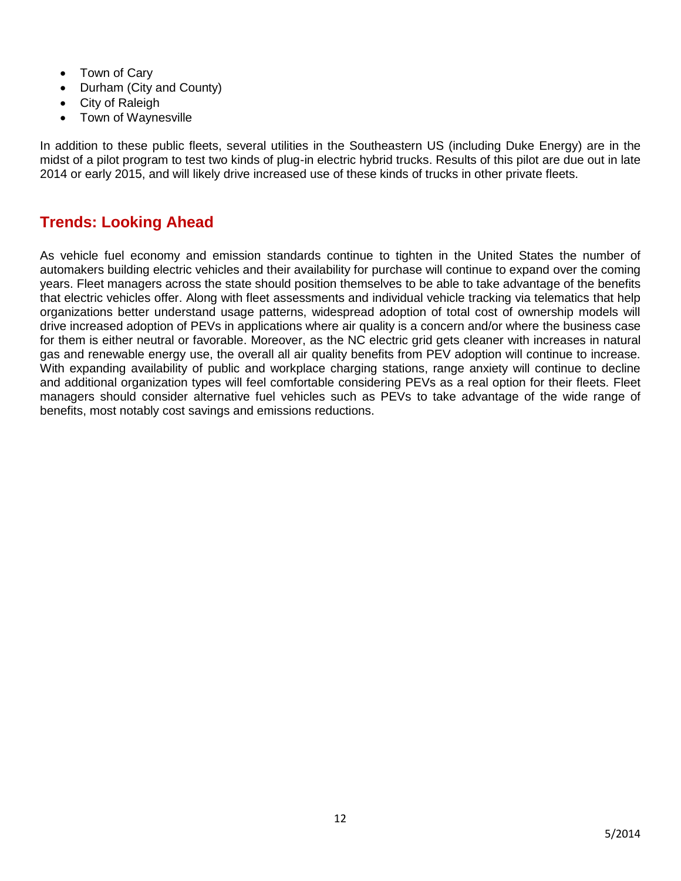- Town of Cary
- Durham (City and County)
- City of Raleigh
- Town of Waynesville

In addition to these public fleets, several utilities in the Southeastern US (including Duke Energy) are in the midst of a pilot program to test two kinds of plug-in electric hybrid trucks. Results of this pilot are due out in late 2014 or early 2015, and will likely drive increased use of these kinds of trucks in other private fleets.

## Trends: Looking Ahead

As vehicle fuel economy and emission standards continue to tighten in the United States the number of automakers building electric vehicles and their availability for purchase will continue to expand over the coming years. Fleet managers across the state should position themselves to be able to take advantage of the benefits that electric vehicles offer. Along with fleet assessments and individual vehicle tracking via telematics that help organizations better understand usage patterns, widespread adoption of total cost of ownership models will drive increased adoption of PEVs in applications where air quality is a concern and/or where the business case for them is either neutral or favorable. Moreover, as the NC electric grid gets cleaner with increases in natural gas and renewable energy use, the overall all air quality benefits from PEV adoption will continue to increase. With expanding availability of public and workplace charging stations, range anxiety will continue to decline and additional organization types will feel comfortable considering PEVs as a real option for their fleets. Fleet managers should consider alternative fuel vehicles such as PEVs to take advantage of the wide range of benefits, most notably cost savings and emissions reductions.